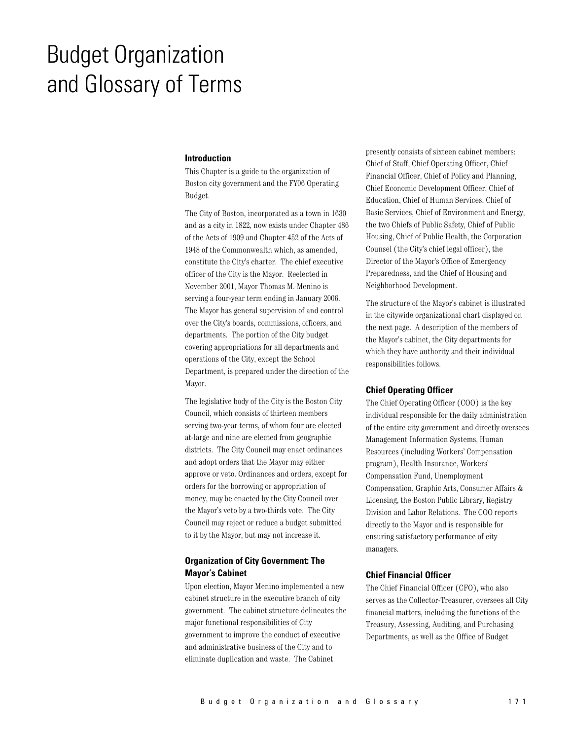# Budget Organization and Glossary of Terms

### Introduction

This Chapter is a guide to the organization of Boston city government and the FY06 Operating Budget.

The City of Boston, incorporated as a town in 1630 and as a city in 1822, now exists under Chapter 486 of the Acts of 1909 and Chapter 452 of the Acts of 1948 of the Commonwealth which, as amended, constitute the City's charter. The chief executive officer of the City is the Mayor. Reelected in November 2001, Mayor Thomas M. Menino is serving a four-year term ending in January 2006. The Mayor has general supervision of and control over the City's boards, commissions, officers, and departments. The portion of the City budget covering appropriations for all departments and operations of the City, except the School Department, is prepared under the direction of the Mayor.

The legislative body of the City is the Boston City Council, which consists of thirteen members serving two-year terms, of whom four are elected at-large and nine are elected from geographic districts. The City Council may enact ordinances and adopt orders that the Mayor may either approve or veto. Ordinances and orders, except for orders for the borrowing or appropriation of money, may be enacted by the City Council over the Mayor's veto by a two-thirds vote. The City Council may reject or reduce a budget submitted to it by the Mayor, but may not increase it.

### Organization of City Government: The Mayor's Cabinet

Upon election, Mayor Menino implemented a new cabinet structure in the executive branch of city government. The cabinet structure delineates the major functional responsibilities of City government to improve the conduct of executive and administrative business of the City and to eliminate duplication and waste. The Cabinet presently consists of sixteen cabinet members: Chief of Staff, Chief Operating Officer, Chief Financial Officer, Chief of Policy and Planning, Chief Economic Development Officer, Chief of Education, Chief of Human Services, Chief of Basic Services, Chief of Environment and Energy, the two Chiefs of Public Safety, Chief of Public Housing, Chief of Public Health, the Corporation Counsel (the City's chief legal officer), the Director of the Mayor's Office of Emergency Preparedness, and the Chief of Housing and Neighborhood Development.

The structure of the Mayor's cabinet is illustrated in the citywide organizational chart displayed on the next page. A description of the members of the Mayor's cabinet, the City departments for which they have authority and their individual responsibilities follows.

### Chief Operating Officer

The Chief Operating Officer (COO) is the key individual responsible for the daily administration of the entire city government and directly oversees Management Information Systems, Human Resources (including Workers' Compensation program), Health Insurance, Workers' Compensation Fund, Unemployment Compensation, Graphic Arts, Consumer Affairs & Licensing, the Boston Public Library, Registry Division and Labor Relations. The COO reports directly to the Mayor and is responsible for ensuring satisfactory performance of city managers.

### Chief Financial Officer

The Chief Financial Officer (CFO), who also serves as the Collector-Treasurer, oversees all City financial matters, including the functions of the Treasury, Assessing, Auditing, and Purchasing Departments, as well as the Office of Budget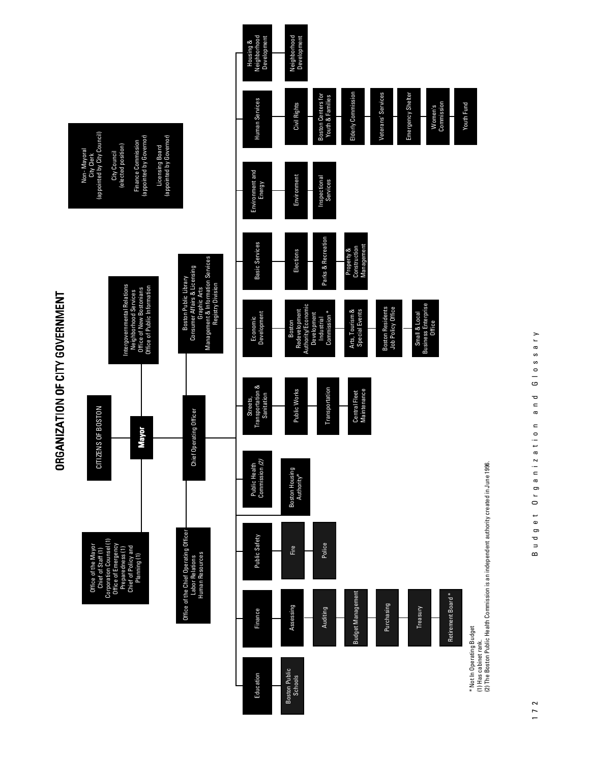# ORGANIZATION OF CITY GOVERNMENT

**CITIZENS OF BOSTON**

**Mayor**

**Office of the Mayor**
- Chief of Staff (1)
- Corporation Counsel (1)
- Office of Emergency Preparedness (1)
- Chief of Policy and Planning (1)

**Intergovernmental Relations**
- Neighborhood Services
- Office of New Bostonians
- Office of Public Information

**Non-Mayoral**
- City Clerk (appointed by City Council)
- City Council (elected position)
- Finance Commission (appointed by Governor)
- Licensing Board (appointed by Governor)

**Chief Operating Officer**

**Office of the Chief Operating Officer**
- Labor Relations
- Human Resources

**Boston Public Library**
- Consumer Affairs & Licensing
- Graphic Arts
- Management & Information Services
- Registry Division

**Education**
- Boston Public Schools

**Finance**
- Assessing
- Auditing
- Budget Management
- Purchasing
- Treasury
- Retirement Board *

**Public Safety**
- Fire
- Police

**Public Health Commission** *(2)*
- Boston Housing Authority*

**Streets, Transportation & Sanitation**
- Public Works
- Transportation
- Central Fleet Maintenance

**Economic Development**
- Boston Redevelopment Authority/Economic Development Industrial Commission *
- Arts, Tourism & Special Events
- Boston Residents Job Policy Office
- Small & Local Business Enterprise Office

**Basic Services**
- Elections
- Parks & Recreation
- Property & Construction Management

**Environment and Energy**
- Environment
- Inspectional Services

**Human Services**
- Civil Rights
- Boston Centers for Youth & Families
- Elderly Commission
- Veterans' Services
- Emergency Shelter
- Women's Commission
- Youth Fund

**Housing & Neighborhood Development**
- Neighborhood Development

\* Not In Operating Budget
(1) Has cabinet rank.
(2) The Boston Public Health Commission is an independent authority created in June 1996.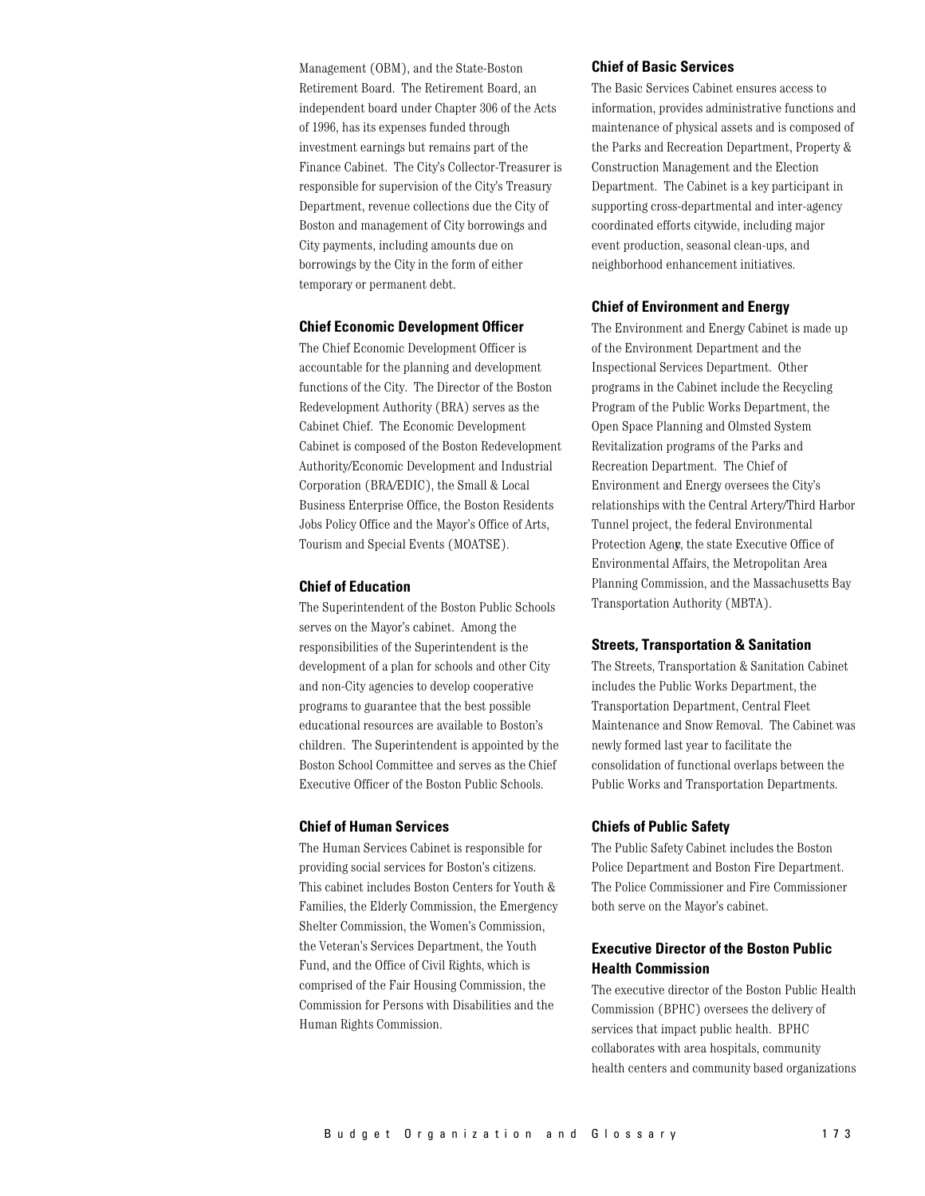Management (OBM), and the State-Boston Retirement Board. The Retirement Board, an independent board under Chapter 306 of the Acts of 1996, has its expenses funded through investment earnings but remains part of the Finance Cabinet. The City's Collector-Treasurer is responsible for supervision of the City's Treasury Department, revenue collections due the City of Boston and management of City borrowings and City payments, including amounts due on borrowings by the City in the form of either temporary or permanent debt.

### Chief Economic Development Officer

The Chief Economic Development Officer is accountable for the planning and development functions of the City. The Director of the Boston Redevelopment Authority (BRA) serves as the Cabinet Chief. The Economic Development Cabinet is composed of the Boston Redevelopment Authority/Economic Development and Industrial Corporation (BRA/EDIC), the Small & Local Business Enterprise Office, the Boston Residents Jobs Policy Office and the Mayor's Office of Arts, Tourism and Special Events (MOATSE).

### Chief of Education

The Superintendent of the Boston Public Schools serves on the Mayor's cabinet. Among the responsibilities of the Superintendent is the development of a plan for schools and other City and non-City agencies to develop cooperative programs to guarantee that the best possible educational resources are available to Boston's children. The Superintendent is appointed by the Boston School Committee and serves as the Chief Executive Officer of the Boston Public Schools.

### Chief of Human Services

The Human Services Cabinet is responsible for providing social services for Boston's citizens. This cabinet includes Boston Centers for Youth & Families, the Elderly Commission, the Emergency Shelter Commission, the Women's Commission, the Veteran's Services Department, the Youth Fund, and the Office of Civil Rights, which is comprised of the Fair Housing Commission, the Commission for Persons with Disabilities and the Human Rights Commission.

### Chief of Basic Services

The Basic Services Cabinet ensures access to information, provides administrative functions and maintenance of physical assets and is composed of the Parks and Recreation Department, Property & Construction Management and the Election Department. The Cabinet is a key participant in supporting cross-departmental and inter-agency coordinated efforts citywide, including major event production, seasonal clean-ups, and neighborhood enhancement initiatives.

### Chief of Environment and Energy

The Environment and Energy Cabinet is made up of the Environment Department and the Inspectional Services Department. Other programs in the Cabinet include the Recycling Program of the Public Works Department, the Open Space Planning and Olmsted System Revitalization programs of the Parks and Recreation Department. The Chief of Environment and Energy oversees the City's relationships with the Central Artery/Third Harbor Tunnel project, the federal Environmental Protection Agency, the state Executive Office of Environmental Affairs, the Metropolitan Area Planning Commission, and the Massachusetts Bay Transportation Authority (MBTA).

### Streets, Transportation & Sanitation

The Streets, Transportation & Sanitation Cabinet includes the Public Works Department, the Transportation Department, Central Fleet Maintenance and Snow Removal. The Cabinet was newly formed last year to facilitate the consolidation of functional overlaps between the Public Works and Transportation Departments.

### Chiefs of Public Safety

The Public Safety Cabinet includes the Boston Police Department and Boston Fire Department. The Police Commissioner and Fire Commissioner both serve on the Mayor's cabinet.

### Executive Director of the Boston Public Health Commission

The executive director of the Boston Public Health Commission (BPHC) oversees the delivery of services that impact public health. BPHC collaborates with area hospitals, community health centers and community based organizations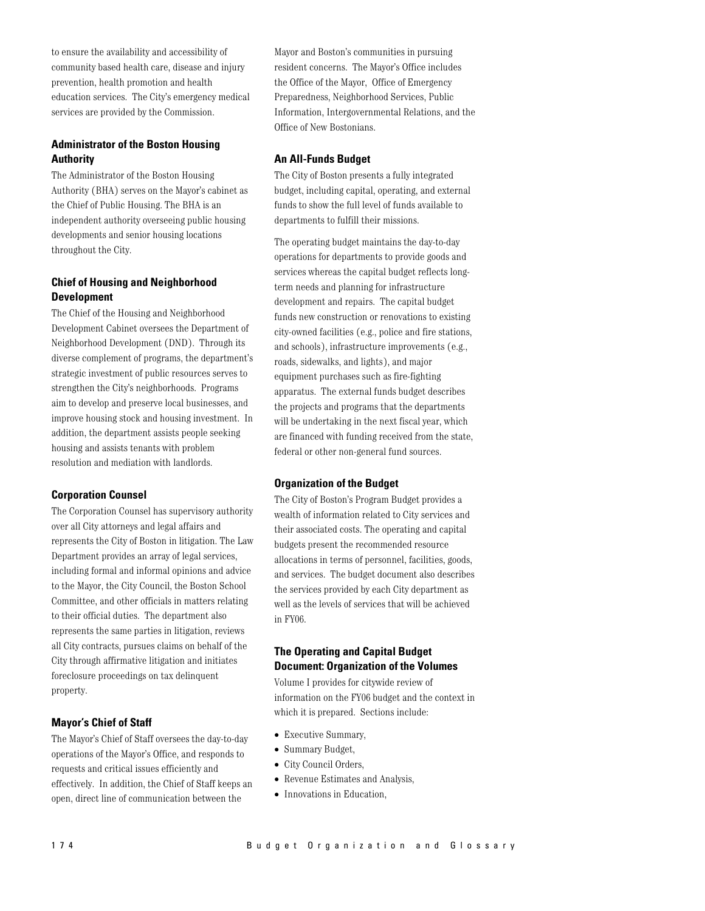to ensure the availability and accessibility of community based health care, disease and injury prevention, health promotion and health education services. The City's emergency medical services are provided by the Commission.

### Administrator of the Boston Housing Authority

The Administrator of the Boston Housing Authority (BHA) serves on the Mayor's cabinet as the Chief of Public Housing. The BHA is an independent authority overseeing public housing developments and senior housing locations throughout the City.

### Chief of Housing and Neighborhood Development

The Chief of the Housing and Neighborhood Development Cabinet oversees the Department of Neighborhood Development (DND). Through its diverse complement of programs, the department's strategic investment of public resources serves to strengthen the City's neighborhoods. Programs aim to develop and preserve local businesses, and improve housing stock and housing investment. In addition, the department assists people seeking housing and assists tenants with problem resolution and mediation with landlords.

### Corporation Counsel

The Corporation Counsel has supervisory authority over all City attorneys and legal affairs and represents the City of Boston in litigation. The Law Department provides an array of legal services, including formal and informal opinions and advice to the Mayor, the City Council, the Boston School Committee, and other officials in matters relating to their official duties. The department also represents the same parties in litigation, reviews all City contracts, pursues claims on behalf of the City through affirmative litigation and initiates foreclosure proceedings on tax delinquent property.

### Mayor's Chief of Staff

The Mayor's Chief of Staff oversees the day-to-day operations of the Mayor's Office, and responds to requests and critical issues efficiently and effectively. In addition, the Chief of Staff keeps an open, direct line of communication between the Mayor and Boston's communities in pursuing resident concerns. The Mayor's Office includes the Office of the Mayor, Office of Emergency Preparedness, Neighborhood Services, Public Information, Intergovernmental Relations, and the Office of New Bostonians.

### An All-Funds Budget

The City of Boston presents a fully integrated budget, including capital, operating, and external funds to show the full level of funds available to departments to fulfill their missions.

The operating budget maintains the day-to-day operations for departments to provide goods and services whereas the capital budget reflects long-term needs and planning for infrastructure development and repairs. The capital budget funds new construction or renovations to existing city-owned facilities (e.g., police and fire stations, and schools), infrastructure improvements (e.g., roads, sidewalks, and lights), and major equipment purchases such as fire-fighting apparatus. The external funds budget describes the projects and programs that the departments will be undertaking in the next fiscal year, which are financed with funding received from the state, federal or other non-general fund sources.

### Organization of the Budget

The City of Boston's Program Budget provides a wealth of information related to City services and their associated costs. The operating and capital budgets present the recommended resource allocations in terms of personnel, facilities, goods, and services. The budget document also describes the services provided by each City department as well as the levels of services that will be achieved in FY06.

### The Operating and Capital Budget Document: Organization of the Volumes

Volume I provides for citywide review of information on the FY06 budget and the context in which it is prepared. Sections include:

- Executive Summary,
- Summary Budget,
- City Council Orders,
- Revenue Estimates and Analysis,
- Innovations in Education,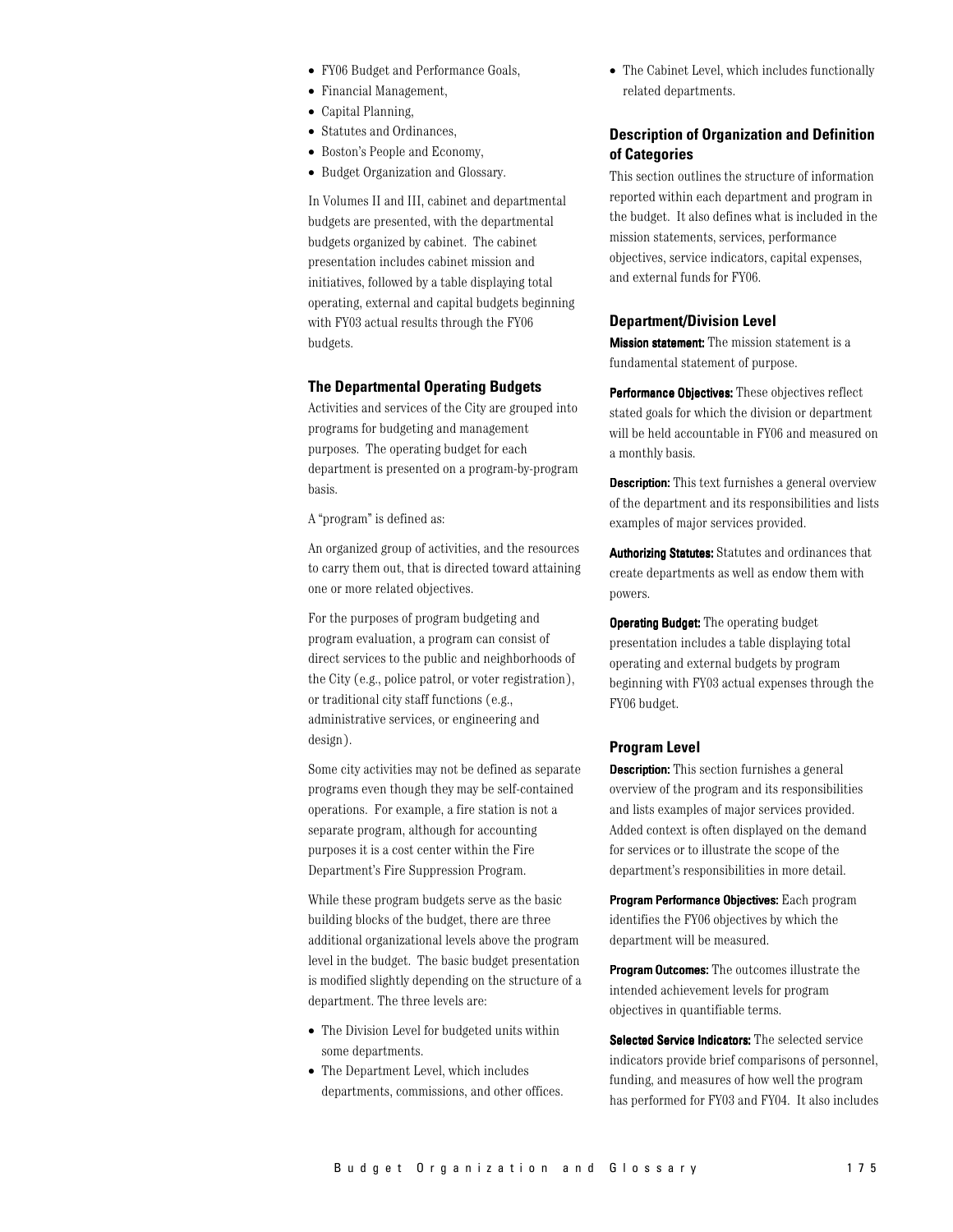- FY06 Budget and Performance Goals,
- Financial Management,
- Capital Planning,
- Statutes and Ordinances,
- Boston's People and Economy,
- Budget Organization and Glossary.

In Volumes II and III, cabinet and departmental budgets are presented, with the departmental budgets organized by cabinet. The cabinet presentation includes cabinet mission and initiatives, followed by a table displaying total operating, external and capital budgets beginning with FY03 actual results through the FY06 budgets.

### The Departmental Operating Budgets

Activities and services of the City are grouped into programs for budgeting and management purposes. The operating budget for each department is presented on a program-by-program basis.

A "program" is defined as:

An organized group of activities, and the resources to carry them out, that is directed toward attaining one or more related objectives.

For the purposes of program budgeting and program evaluation, a program can consist of direct services to the public and neighborhoods of the City (e.g., police patrol, or voter registration), or traditional city staff functions (e.g., administrative services, or engineering and design).

Some city activities may not be defined as separate programs even though they may be self-contained operations. For example, a fire station is not a separate program, although for accounting purposes it is a cost center within the Fire Department's Fire Suppression Program.

While these program budgets serve as the basic building blocks of the budget, there are three additional organizational levels above the program level in the budget. The basic budget presentation is modified slightly depending on the structure of a department. The three levels are:

- The Division Level for budgeted units within some departments.
- The Department Level, which includes departments, commissions, and other offices.
- The Cabinet Level, which includes functionally related departments.

### Description of Organization and Definition of Categories

This section outlines the structure of information reported within each department and program in the budget. It also defines what is included in the mission statements, services, performance objectives, service indicators, capital expenses, and external funds for FY06.

### Department/Division Level

**Mission statement:** The mission statement is a fundamental statement of purpose.

**Performance Objectives:** These objectives reflect stated goals for which the division or department will be held accountable in FY06 and measured on a monthly basis.

**Description:** This text furnishes a general overview of the department and its responsibilities and lists examples of major services provided.

**Authorizing Statutes:** Statutes and ordinances that create departments as well as endow them with powers.

**Operating Budget:** The operating budget presentation includes a table displaying total operating and external budgets by program beginning with FY03 actual expenses through the FY06 budget.

### Program Level

**Description:** This section furnishes a general overview of the program and its responsibilities and lists examples of major services provided. Added context is often displayed on the demand for services or to illustrate the scope of the department's responsibilities in more detail.

**Program Performance Objectives:** Each program identifies the FY06 objectives by which the department will be measured.

**Program Outcomes:** The outcomes illustrate the intended achievement levels for program objectives in quantifiable terms.

**Selected Service Indicators:** The selected service indicators provide brief comparisons of personnel, funding, and measures of how well the program has performed for FY03 and FY04. It also includes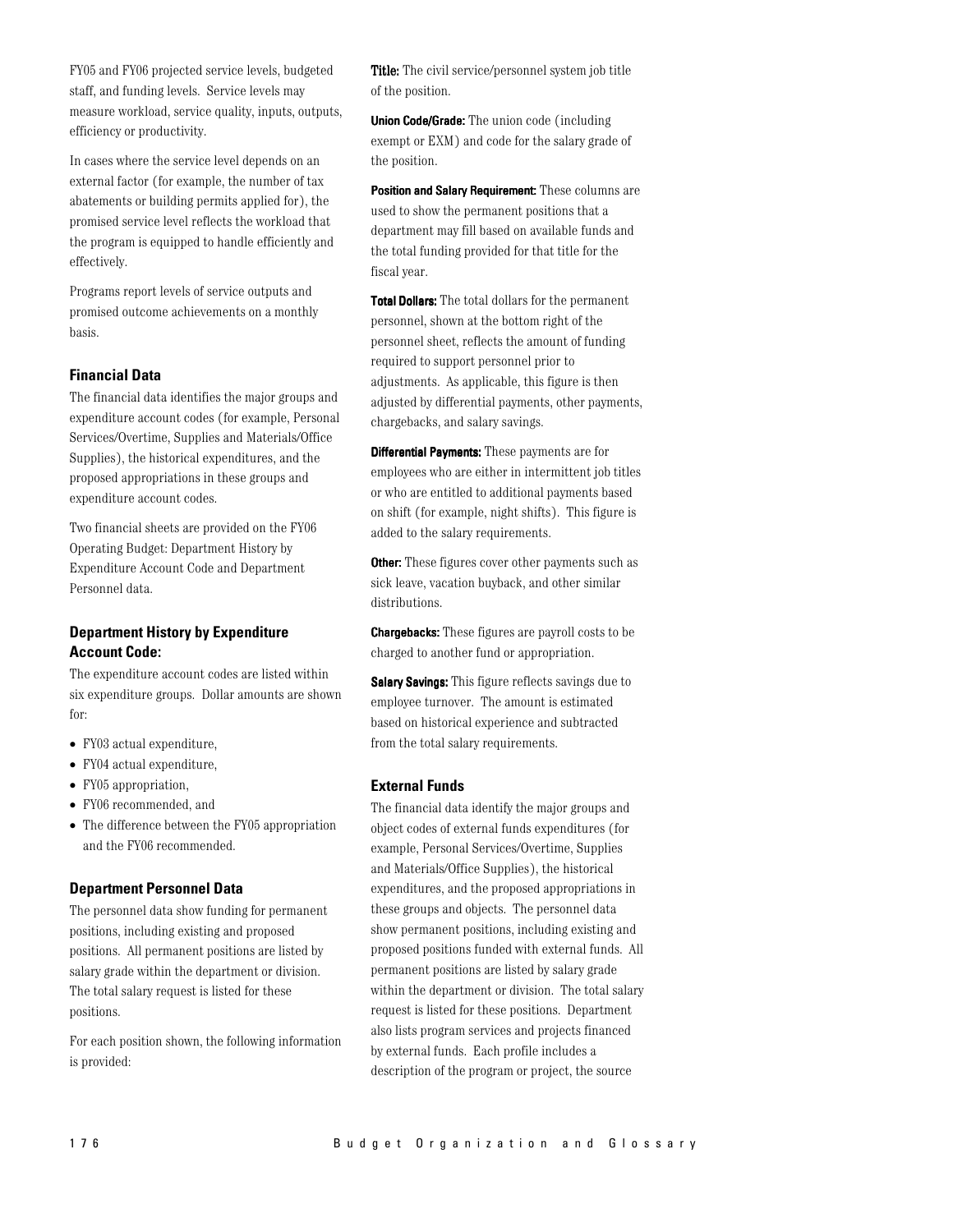FY05 and FY06 projected service levels, budgeted staff, and funding levels. Service levels may measure workload, service quality, inputs, outputs, efficiency or productivity.

In cases where the service level depends on an external factor (for example, the number of tax abatements or building permits applied for), the promised service level reflects the workload that the program is equipped to handle efficiently and effectively.

Programs report levels of service outputs and promised outcome achievements on a monthly basis.

### Financial Data

The financial data identifies the major groups and expenditure account codes (for example, Personal Services/Overtime, Supplies and Materials/Office Supplies), the historical expenditures, and the proposed appropriations in these groups and expenditure account codes.

Two financial sheets are provided on the FY06 Operating Budget: Department History by Expenditure Account Code and Department Personnel data.

### Department History by Expenditure Account Code:

The expenditure account codes are listed within six expenditure groups. Dollar amounts are shown for:

- FY03 actual expenditure,
- FY04 actual expenditure,
- FY05 appropriation,
- FY06 recommended, and
- The difference between the FY05 appropriation and the FY06 recommended.

### Department Personnel Data

The personnel data show funding for permanent positions, including existing and proposed positions. All permanent positions are listed by salary grade within the department or division. The total salary request is listed for these positions.

For each position shown, the following information is provided:

**Title:** The civil service/personnel system job title of the position.

**Union Code/Grade:** The union code (including exempt or EXM) and code for the salary grade of the position.

**Position and Salary Requirement:** These columns are used to show the permanent positions that a department may fill based on available funds and the total funding provided for that title for the fiscal year.

**Total Dollars:** The total dollars for the permanent personnel, shown at the bottom right of the personnel sheet, reflects the amount of funding required to support personnel prior to adjustments. As applicable, this figure is then adjusted by differential payments, other payments, chargebacks, and salary savings.

**Differential Payments:** These payments are for employees who are either in intermittent job titles or who are entitled to additional payments based on shift (for example, night shifts). This figure is added to the salary requirements.

**Other:** These figures cover other payments such as sick leave, vacation buyback, and other similar distributions.

**Chargebacks:** These figures are payroll costs to be charged to another fund or appropriation.

**Salary Savings:** This figure reflects savings due to employee turnover. The amount is estimated based on historical experience and subtracted from the total salary requirements.

### External Funds

The financial data identify the major groups and object codes of external funds expenditures (for example, Personal Services/Overtime, Supplies and Materials/Office Supplies), the historical expenditures, and the proposed appropriations in these groups and objects. The personnel data show permanent positions, including existing and proposed positions funded with external funds. All permanent positions are listed by salary grade within the department or division. The total salary request is listed for these positions. Department also lists program services and projects financed by external funds. Each profile includes a description of the program or project, the source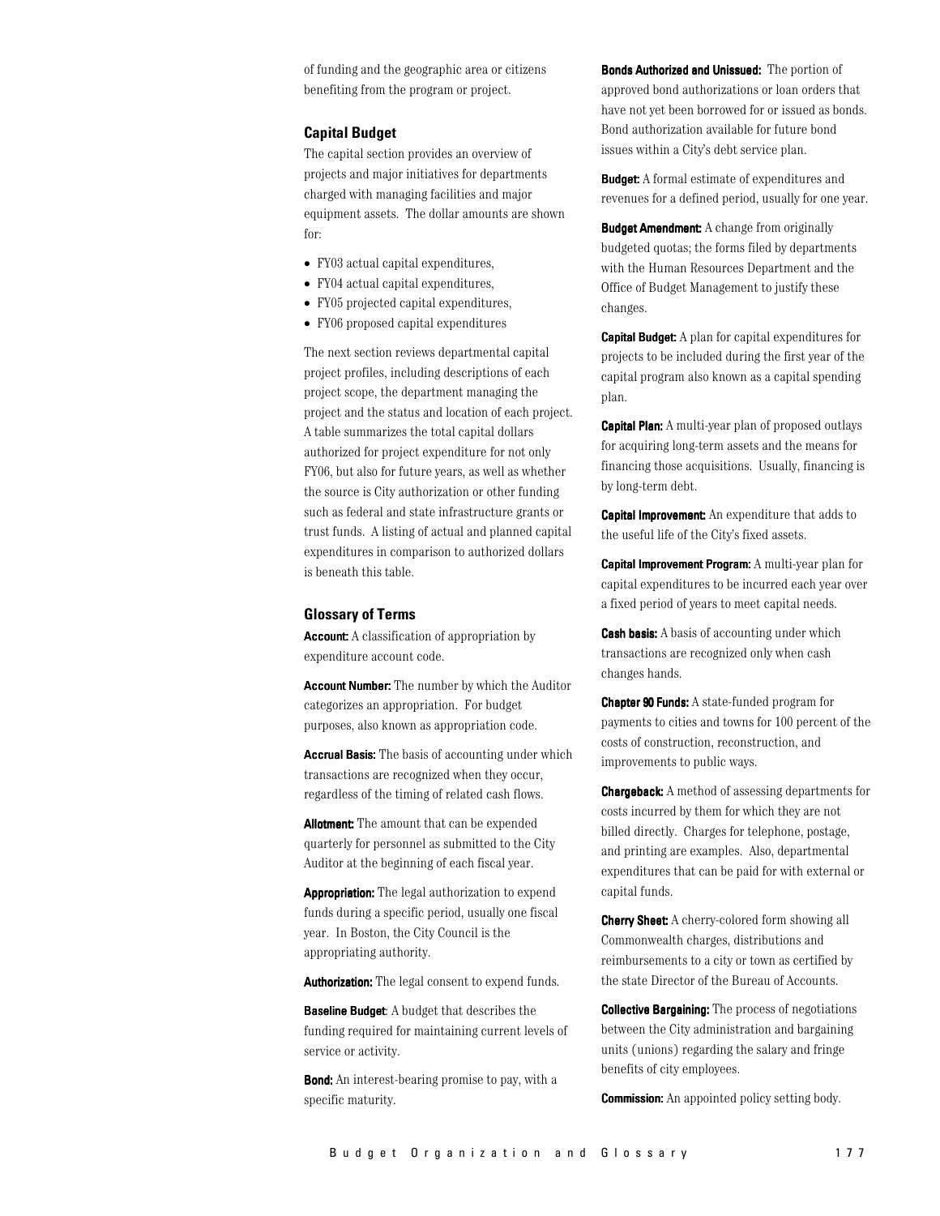of funding and the geographic area or citizens benefiting from the program or project.

### Capital Budget

The capital section provides an overview of projects and major initiatives for departments charged with managing facilities and major equipment assets. The dollar amounts are shown for:

- FY03 actual capital expenditures,
- FY04 actual capital expenditures,
- FY05 projected capital expenditures,
- FY06 proposed capital expenditures

The next section reviews departmental capital project profiles, including descriptions of each project scope, the department managing the project and the status and location of each project. A table summarizes the total capital dollars authorized for project expenditure for not only FY06, but also for future years, as well as whether the source is City authorization or other funding such as federal and state infrastructure grants or trust funds. A listing of actual and planned capital expenditures in comparison to authorized dollars is beneath this table.

### Glossary of Terms

**Account:** A classification of appropriation by expenditure account code.

**Account Number:** The number by which the Auditor categorizes an appropriation. For budget purposes, also known as appropriation code.

**Accrual Basis:** The basis of accounting under which transactions are recognized when they occur, regardless of the timing of related cash flows.

**Allotment:** The amount that can be expended quarterly for personnel as submitted to the City Auditor at the beginning of each fiscal year.

**Appropriation:** The legal authorization to expend funds during a specific period, usually one fiscal year. In Boston, the City Council is the appropriating authority.

**Authorization:** The legal consent to expend funds.

**Baseline Budget**: A budget that describes the funding required for maintaining current levels of service or activity.

**Bond:** An interest-bearing promise to pay, with a specific maturity.

**Bonds Authorized and Unissued:** The portion of approved bond authorizations or loan orders that have not yet been borrowed for or issued as bonds. Bond authorization available for future bond issues within a City's debt service plan.

**Budget:** A formal estimate of expenditures and revenues for a defined period, usually for one year.

**Budget Amendment:** A change from originally budgeted quotas; the forms filed by departments with the Human Resources Department and the Office of Budget Management to justify these changes.

**Capital Budget:** A plan for capital expenditures for projects to be included during the first year of the capital program also known as a capital spending plan.

**Capital Plan:** A multi-year plan of proposed outlays for acquiring long-term assets and the means for financing those acquisitions. Usually, financing is by long-term debt.

**Capital Improvement:** An expenditure that adds to the useful life of the City's fixed assets.

**Capital Improvement Program:** A multi-year plan for capital expenditures to be incurred each year over a fixed period of years to meet capital needs.

**Cash basis:** A basis of accounting under which transactions are recognized only when cash changes hands.

**Chapter 90 Funds:** A state-funded program for payments to cities and towns for 100 percent of the costs of construction, reconstruction, and improvements to public ways.

**Chargeback:** A method of assessing departments for costs incurred by them for which they are not billed directly. Charges for telephone, postage, and printing are examples. Also, departmental expenditures that can be paid for with external or capital funds.

**Cherry Sheet:** A cherry-colored form showing all Commonwealth charges, distributions and reimbursements to a city or town as certified by the state Director of the Bureau of Accounts.

**Collective Bargaining:** The process of negotiations between the City administration and bargaining units (unions) regarding the salary and fringe benefits of city employees.

**Commission:** An appointed policy setting body.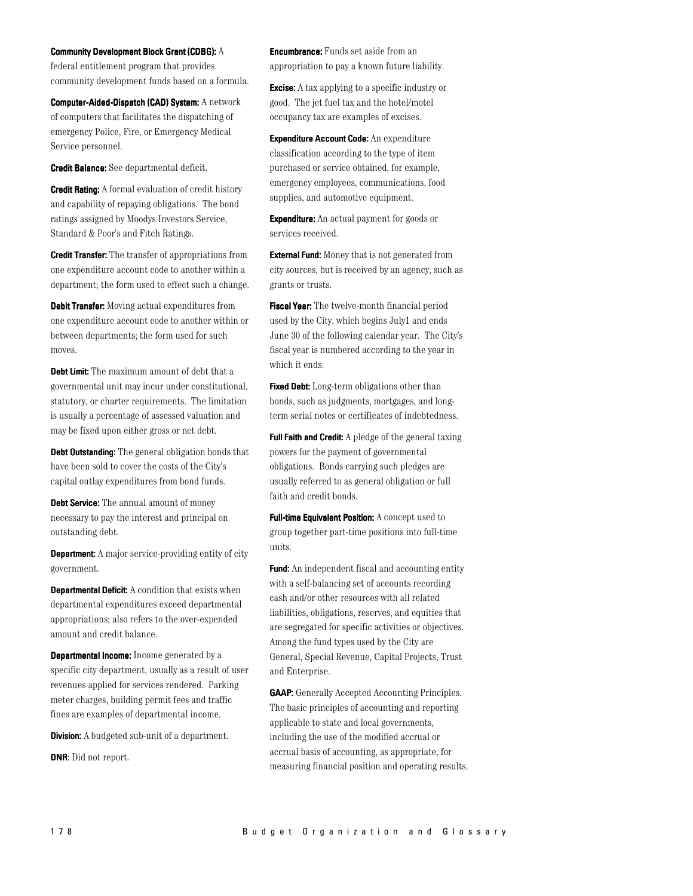**Community Development Block Grant (CDBG):** A federal entitlement program that provides community development funds based on a formula.

**Computer-Aided-Dispatch (CAD) System:** A network of computers that facilitates the dispatching of emergency Police, Fire, or Emergency Medical Service personnel.

**Credit Balance:** See departmental deficit.

**Credit Rating:** A formal evaluation of credit history and capability of repaying obligations. The bond ratings assigned by Moodys Investors Service, Standard & Poor's and Fitch Ratings.

**Credit Transfer:** The transfer of appropriations from one expenditure account code to another within a department; the form used to effect such a change.

**Debit Transfer:** Moving actual expenditures from one expenditure account code to another within or between departments; the form used for such moves.

**Debt Limit:** The maximum amount of debt that a governmental unit may incur under constitutional, statutory, or charter requirements. The limitation is usually a percentage of assessed valuation and may be fixed upon either gross or net debt.

**Debt Outstanding:** The general obligation bonds that have been sold to cover the costs of the City's capital outlay expenditures from bond funds.

**Debt Service:** The annual amount of money necessary to pay the interest and principal on outstanding debt.

**Department:** A major service-providing entity of city government.

**Departmental Deficit:** A condition that exists when departmental expenditures exceed departmental appropriations; also refers to the over-expended amount and credit balance.

**Departmental Income:** Income generated by a specific city department, usually as a result of user revenues applied for services rendered. Parking meter charges, building permit fees and traffic fines are examples of departmental income.

**Division:** A budgeted sub-unit of a department.

**DNR**: Did not report.

**Encumbrance:** Funds set aside from an appropriation to pay a known future liability.

**Excise:** A tax applying to a specific industry or good. The jet fuel tax and the hotel/motel occupancy tax are examples of excises.

**Expenditure Account Code:** An expenditure classification according to the type of item purchased or service obtained, for example, emergency employees, communications, food supplies, and automotive equipment.

**Expenditure:** An actual payment for goods or services received.

**External Fund:** Money that is not generated from city sources, but is received by an agency, such as grants or trusts.

**Fiscal Year:** The twelve-month financial period used by the City, which begins July1 and ends June 30 of the following calendar year. The City's fiscal year is numbered according to the year in which it ends.

**Fixed Debt:** Long-term obligations other than bonds, such as judgments, mortgages, and long-term serial notes or certificates of indebtedness.

**Full Faith and Credit:** A pledge of the general taxing powers for the payment of governmental obligations. Bonds carrying such pledges are usually referred to as general obligation or full faith and credit bonds.

**Full-time Equivalent Position:** A concept used to group together part-time positions into full-time units.

**Fund:** An independent fiscal and accounting entity with a self-balancing set of accounts recording cash and/or other resources with all related liabilities, obligations, reserves, and equities that are segregated for specific activities or objectives. Among the fund types used by the City are General, Special Revenue, Capital Projects, Trust and Enterprise.

**GAAP:** Generally Accepted Accounting Principles. The basic principles of accounting and reporting applicable to state and local governments, including the use of the modified accrual or accrual basis of accounting, as appropriate, for measuring financial position and operating results.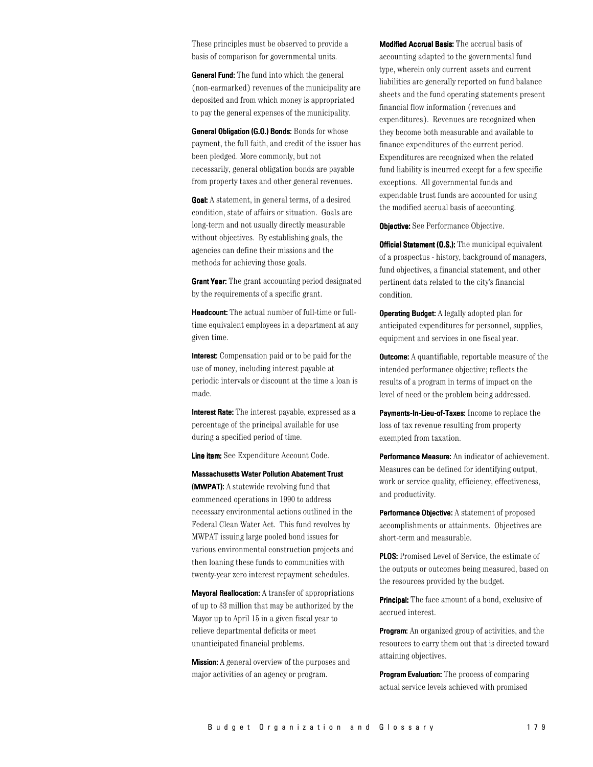These principles must be observed to provide a basis of comparison for governmental units.

**General Fund:** The fund into which the general (non-earmarked) revenues of the municipality are deposited and from which money is appropriated to pay the general expenses of the municipality.

**General Obligation (G.O.) Bonds:** Bonds for whose payment, the full faith, and credit of the issuer has been pledged. More commonly, but not necessarily, general obligation bonds are payable from property taxes and other general revenues.

**Goal:** A statement, in general terms, of a desired condition, state of affairs or situation. Goals are long-term and not usually directly measurable without objectives. By establishing goals, the agencies can define their missions and the methods for achieving those goals.

**Grant Year:** The grant accounting period designated by the requirements of a specific grant.

**Headcount:** The actual number of full-time or full-time equivalent employees in a department at any given time.

**Interest:** Compensation paid or to be paid for the use of money, including interest payable at periodic intervals or discount at the time a loan is made.

**Interest Rate:** The interest payable, expressed as a percentage of the principal available for use during a specified period of time.

**Line item:** See Expenditure Account Code.

**Massachusetts Water Pollution Abatement Trust (MWPAT):** A statewide revolving fund that commenced operations in 1990 to address necessary environmental actions outlined in the Federal Clean Water Act. This fund revolves by MWPAT issuing large pooled bond issues for various environmental construction projects and then loaning these funds to communities with twenty-year zero interest repayment schedules.

**Mayoral Reallocation:** A transfer of appropriations of up to $3 million that may be authorized by the Mayor up to April 15 in a given fiscal year to relieve departmental deficits or meet unanticipated financial problems.

**Mission:** A general overview of the purposes and major activities of an agency or program.

**Modified Accrual Basis:** The accrual basis of accounting adapted to the governmental fund type, wherein only current assets and current liabilities are generally reported on fund balance sheets and the fund operating statements present financial flow information (revenues and expenditures). Revenues are recognized when they become both measurable and available to finance expenditures of the current period. Expenditures are recognized when the related fund liability is incurred except for a few specific exceptions. All governmental funds and expendable trust funds are accounted for using the modified accrual basis of accounting.

**Objective:** See Performance Objective.

**Official Statement (O.S.):** The municipal equivalent of a prospectus - history, background of managers, fund objectives, a financial statement, and other pertinent data related to the city's financial condition.

**Operating Budget:** A legally adopted plan for anticipated expenditures for personnel, supplies, equipment and services in one fiscal year.

**Outcome:** A quantifiable, reportable measure of the intended performance objective; reflects the results of a program in terms of impact on the level of need or the problem being addressed.

**Payments-In-Lieu-of-Taxes:** Income to replace the loss of tax revenue resulting from property exempted from taxation.

**Performance Measure:** An indicator of achievement. Measures can be defined for identifying output, work or service quality, efficiency, effectiveness, and productivity.

**Performance Objective:** A statement of proposed accomplishments or attainments. Objectives are short-term and measurable.

**PLOS:** Promised Level of Service, the estimate of the outputs or outcomes being measured, based on the resources provided by the budget.

**Principal:** The face amount of a bond, exclusive of accrued interest.

**Program:** An organized group of activities, and the resources to carry them out that is directed toward attaining objectives.

**Program Evaluation:** The process of comparing actual service levels achieved with promised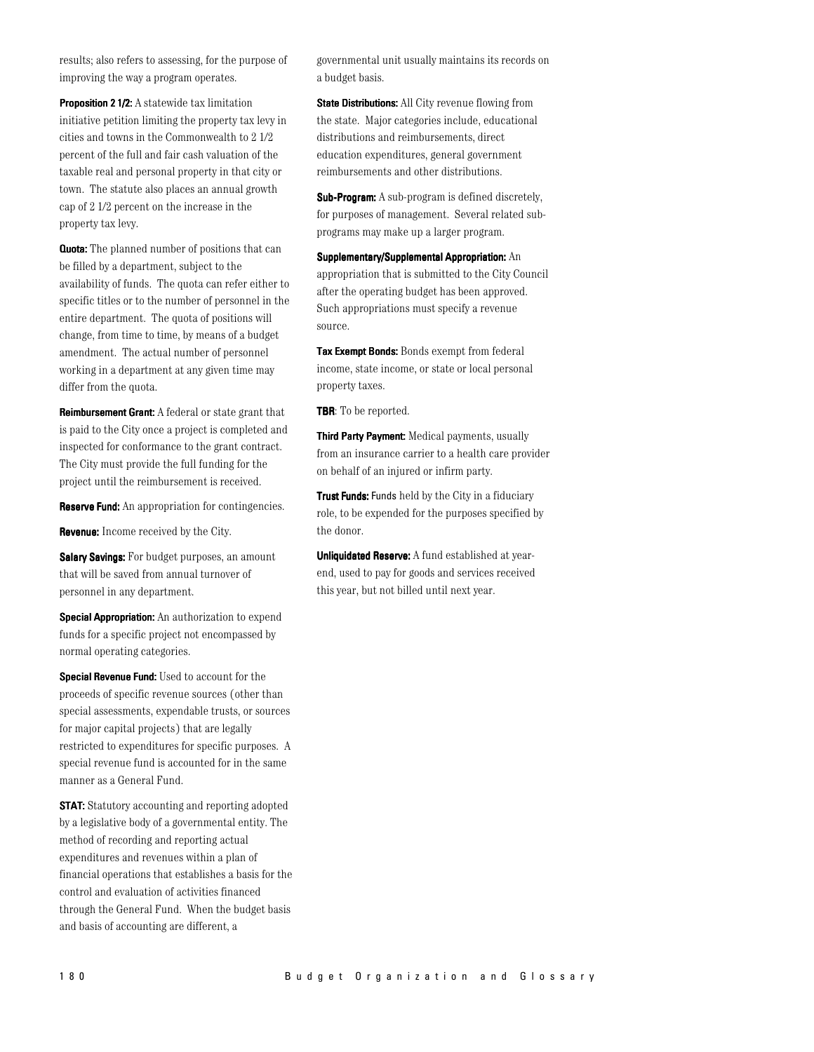results; also refers to assessing, for the purpose of improving the way a program operates.

**Proposition 2 1/2:** A statewide tax limitation initiative petition limiting the property tax levy in cities and towns in the Commonwealth to 2 1/2 percent of the full and fair cash valuation of the taxable real and personal property in that city or town. The statute also places an annual growth cap of 2 1/2 percent on the increase in the property tax levy.

**Quota:** The planned number of positions that can be filled by a department, subject to the availability of funds. The quota can refer either to specific titles or to the number of personnel in the entire department. The quota of positions will change, from time to time, by means of a budget amendment. The actual number of personnel working in a department at any given time may differ from the quota.

**Reimbursement Grant:** A federal or state grant that is paid to the City once a project is completed and inspected for conformance to the grant contract. The City must provide the full funding for the project until the reimbursement is received.

**Reserve Fund:** An appropriation for contingencies.

**Revenue:** Income received by the City.

**Salary Savings:** For budget purposes, an amount that will be saved from annual turnover of personnel in any department.

**Special Appropriation:** An authorization to expend funds for a specific project not encompassed by normal operating categories.

**Special Revenue Fund:** Used to account for the proceeds of specific revenue sources (other than special assessments, expendable trusts, or sources for major capital projects) that are legally restricted to expenditures for specific purposes. A special revenue fund is accounted for in the same manner as a General Fund.

**STAT:** Statutory accounting and reporting adopted by a legislative body of a governmental entity. The method of recording and reporting actual expenditures and revenues within a plan of financial operations that establishes a basis for the control and evaluation of activities financed through the General Fund. When the budget basis and basis of accounting are different, a governmental unit usually maintains its records on a budget basis.

**State Distributions:** All City revenue flowing from the state. Major categories include, educational distributions and reimbursements, direct education expenditures, general government reimbursements and other distributions.

**Sub-Program:** A sub-program is defined discretely, for purposes of management. Several related sub-programs may make up a larger program.

**Supplementary/Supplemental Appropriation:** An appropriation that is submitted to the City Council after the operating budget has been approved. Such appropriations must specify a revenue source.

**Tax Exempt Bonds:** Bonds exempt from federal income, state income, or state or local personal property taxes.

**TBR**: To be reported.

**Third Party Payment:** Medical payments, usually from an insurance carrier to a health care provider on behalf of an injured or infirm party.

**Trust Funds:** Funds held by the City in a fiduciary role, to be expended for the purposes specified by the donor.

**Unliquidated Reserve:** A fund established at year-end, used to pay for goods and services received this year, but not billed until next year.